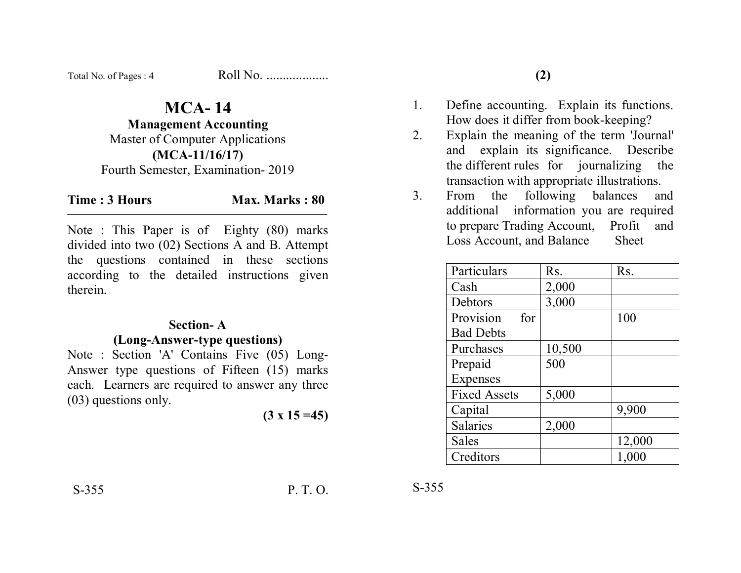Roll No. ..................

# MCA- 14

## Management Accounting

Master of Computer Applications

**(MCA-11/16/17)**

Fourth Semester, Examination- 2019

**Time : 3 Hours** **Max. Marks : 80**

Note : This Paper is of Eighty (80) marks divided into two (02) Sections A and B. Attempt the questions contained in these sections according to the detailed instructions given therein.

### Section- A
### (Long-Answer-type questions)

Note : Section 'A' Contains Five (05) Long-Answer type questions of Fifteen (15) marks each. Learners are required to answer any three (03) questions only.

**(3 x 15 =45)**

1. Define accounting. Explain its functions. How does it differ from book-keeping?
2. Explain the meaning of the term 'Journal' and explain its significance. Describe the different rules for journalizing the transaction with appropriate illustrations.
3. From the following balances and additional information you are required to prepare Trading Account, Profit and Loss Account, and Balance Sheet

| Particulars | Rs. | Rs. |
|---|---|---|
| Cash | 2,000 | |
| Debtors | 3,000 | |
| Provision for Bad Debts | | 100 |
| Purchases | 10,500 | |
| Prepaid Expenses | 500 | |
| Fixed Assets | 5,000 | |
| Capital | | 9,900 |
| Salaries | 2,000 | |
| Sales | | 12,000 |
| Creditors | | 1,000 |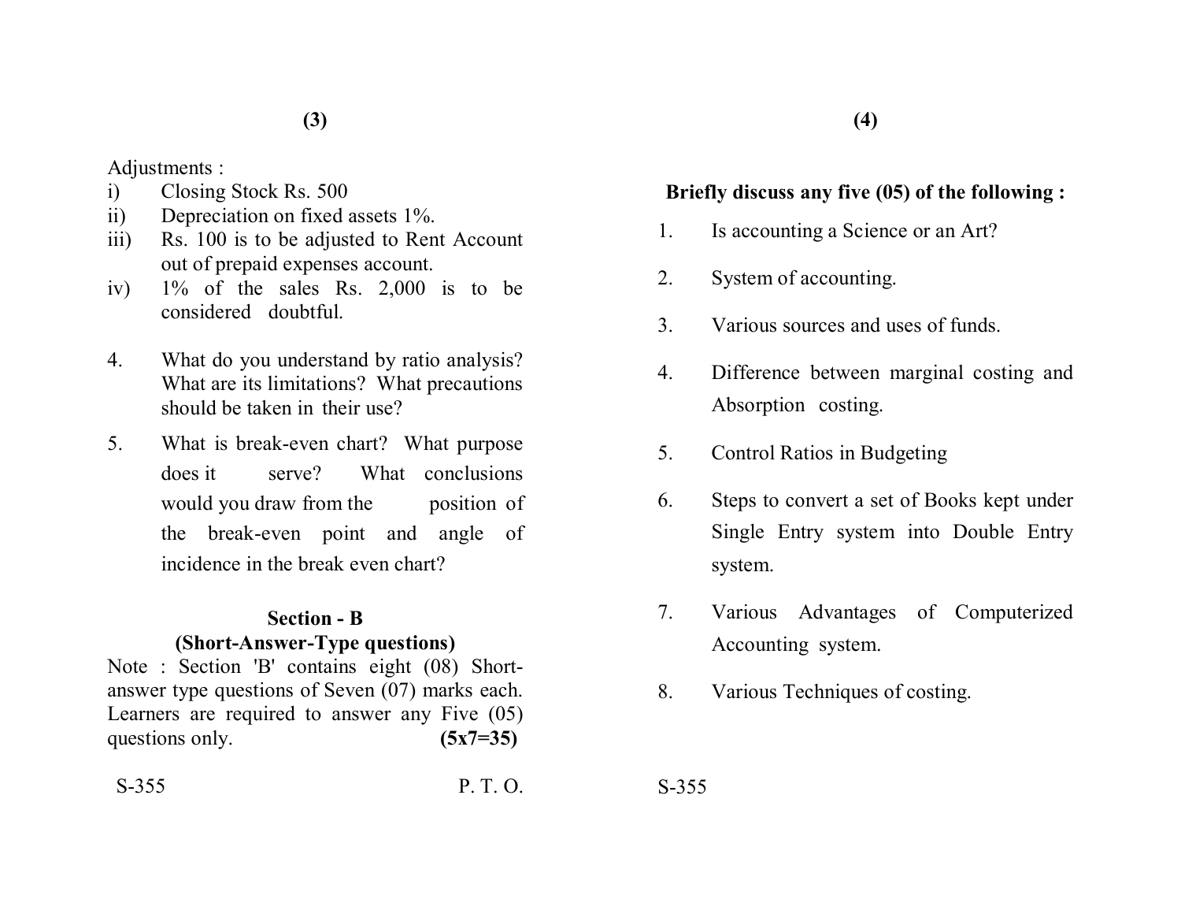Adjustments :

i) Closing Stock Rs. 500
ii) Depreciation on fixed assets 1%.
iii) Rs. 100 is to be adjusted to Rent Account out of prepaid expenses account.
iv) 1% of the sales Rs. 2,000 is to be considered doubtful.

4. What do you understand by ratio analysis? What are its limitations? What precautions should be taken in their use?

5. What is break-even chart? What purpose does it serve? What conclusions would you draw from the position of the break-even point and angle of incidence in the break even chart?

## Section - B
### (Short-Answer-Type questions)

Note : Section 'B' contains eight (08) Short-answer type questions of Seven (07) marks each. Learners are required to answer any Five (05) questions only. **(5x7=35)**

**Briefly discuss any five (05) of the following :**

1. Is accounting a Science or an Art?

2. System of accounting.

3. Various sources and uses of funds.

4. Difference between marginal costing and Absorption costing.

5. Control Ratios in Budgeting

6. Steps to convert a set of Books kept under Single Entry system into Double Entry system.

7. Various Advantages of Computerized Accounting system.

8. Various Techniques of costing.